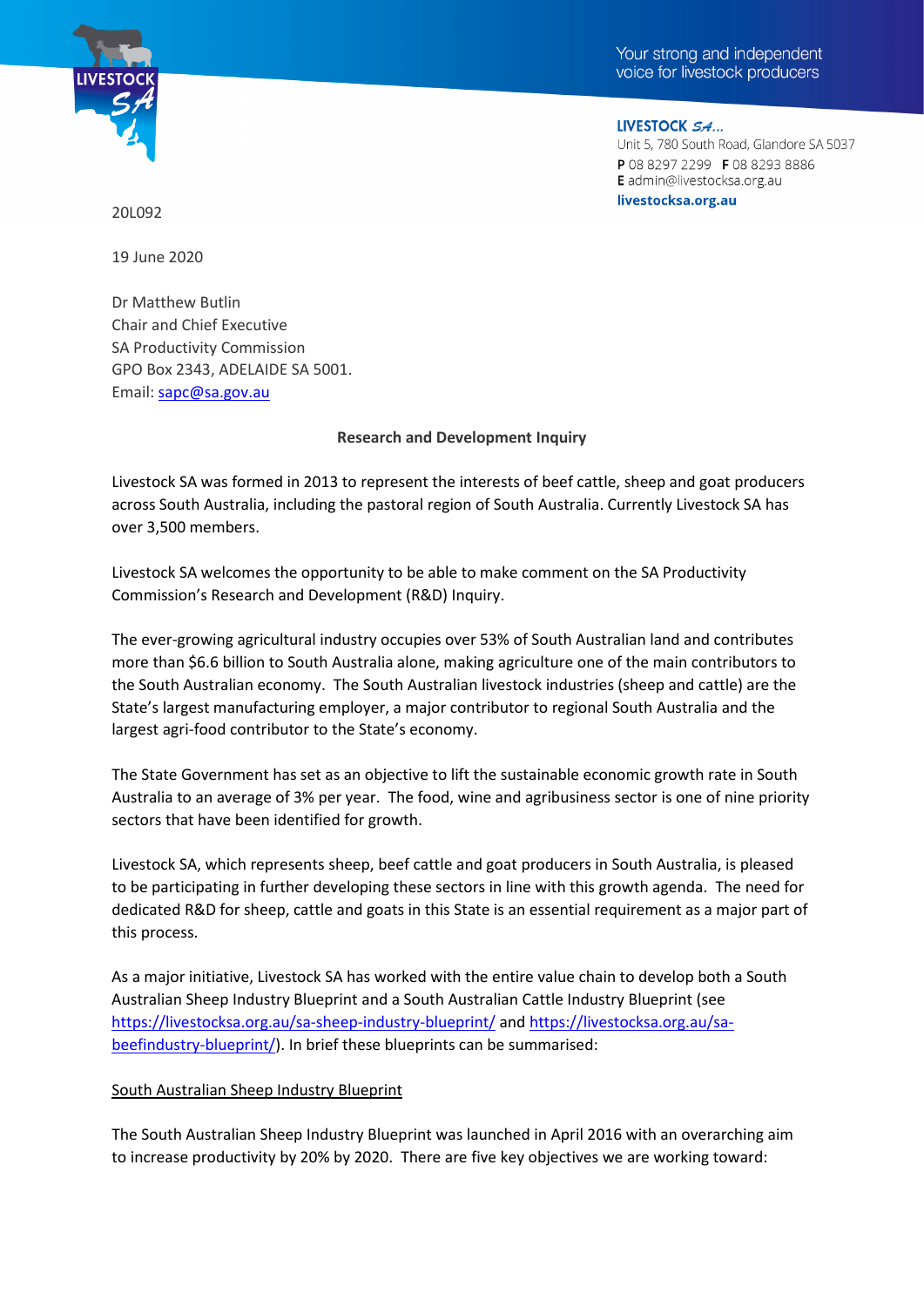Your strong and independent voice for livestock producers

**LIVESTOCK SA...**
Unit 5, 780 South Road, Glandore SA 5037
**P** 08 8297 2299 **F** 08 8293 8886
**E** admin@livestocksa.org.au
**livestocksa.org.au**

20L092

19 June 2020

Dr Matthew Butlin
Chair and Chief Executive
SA Productivity Commission
GPO Box 2343, ADELAIDE SA 5001.
Email: sapc@sa.gov.au

**Research and Development Inquiry**

Livestock SA was formed in 2013 to represent the interests of beef cattle, sheep and goat producers across South Australia, including the pastoral region of South Australia. Currently Livestock SA has over 3,500 members.

Livestock SA welcomes the opportunity to be able to make comment on the SA Productivity Commission's Research and Development (R&D) Inquiry.

The ever-growing agricultural industry occupies over 53% of South Australian land and contributes more than $6.6 billion to South Australia alone, making agriculture one of the main contributors to the South Australian economy. The South Australian livestock industries (sheep and cattle) are the State's largest manufacturing employer, a major contributor to regional South Australia and the largest agri-food contributor to the State's economy.

The State Government has set as an objective to lift the sustainable economic growth rate in South Australia to an average of 3% per year. The food, wine and agribusiness sector is one of nine priority sectors that have been identified for growth.

Livestock SA, which represents sheep, beef cattle and goat producers in South Australia, is pleased to be participating in further developing these sectors in line with this growth agenda. The need for dedicated R&D for sheep, cattle and goats in this State is an essential requirement as a major part of this process.

As a major initiative, Livestock SA has worked with the entire value chain to develop both a South Australian Sheep Industry Blueprint and a South Australian Cattle Industry Blueprint (see https://livestocksa.org.au/sa-sheep-industry-blueprint/ and https://livestocksa.org.au/sa-beefindustry-blueprint/). In brief these blueprints can be summarised:

South Australian Sheep Industry Blueprint

The South Australian Sheep Industry Blueprint was launched in April 2016 with an overarching aim to increase productivity by 20% by 2020. There are five key objectives we are working toward: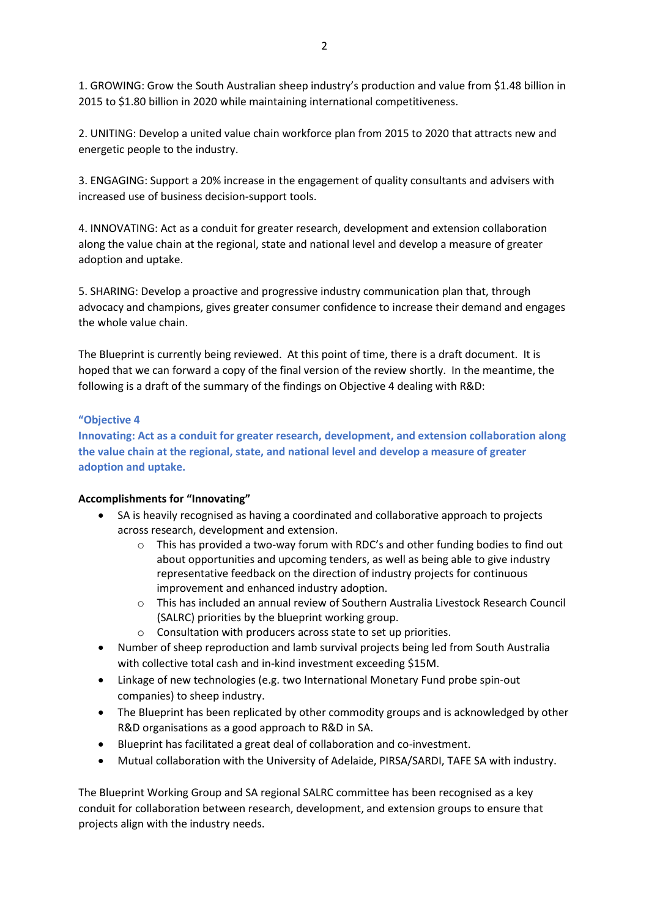1. GROWING: Grow the South Australian sheep industry's production and value from $1.48 billion in 2015 to $1.80 billion in 2020 while maintaining international competitiveness.

2. UNITING: Develop a united value chain workforce plan from 2015 to 2020 that attracts new and energetic people to the industry.

3. ENGAGING: Support a 20% increase in the engagement of quality consultants and advisers with increased use of business decision-support tools.

4. INNOVATING: Act as a conduit for greater research, development and extension collaboration along the value chain at the regional, state and national level and develop a measure of greater adoption and uptake.

5. SHARING: Develop a proactive and progressive industry communication plan that, through advocacy and champions, gives greater consumer confidence to increase their demand and engages the whole value chain.

The Blueprint is currently being reviewed. At this point of time, there is a draft document. It is hoped that we can forward a copy of the final version of the review shortly. In the meantime, the following is a draft of the summary of the findings on Objective 4 dealing with R&D:

**"Objective 4**
**Innovating: Act as a conduit for greater research, development, and extension collaboration along the value chain at the regional, state, and national level and develop a measure of greater adoption and uptake.**

**Accomplishments for "Innovating"**

- SA is heavily recognised as having a coordinated and collaborative approach to projects across research, development and extension.
  - This has provided a two-way forum with RDC's and other funding bodies to find out about opportunities and upcoming tenders, as well as being able to give industry representative feedback on the direction of industry projects for continuous improvement and enhanced industry adoption.
  - This has included an annual review of Southern Australia Livestock Research Council (SALRC) priorities by the blueprint working group.
  - Consultation with producers across state to set up priorities.
- Number of sheep reproduction and lamb survival projects being led from South Australia with collective total cash and in-kind investment exceeding $15M.
- Linkage of new technologies (e.g. two International Monetary Fund probe spin-out companies) to sheep industry.
- The Blueprint has been replicated by other commodity groups and is acknowledged by other R&D organisations as a good approach to R&D in SA.
- Blueprint has facilitated a great deal of collaboration and co-investment.
- Mutual collaboration with the University of Adelaide, PIRSA/SARDI, TAFE SA with industry.

The Blueprint Working Group and SA regional SALRC committee has been recognised as a key conduit for collaboration between research, development, and extension groups to ensure that projects align with the industry needs.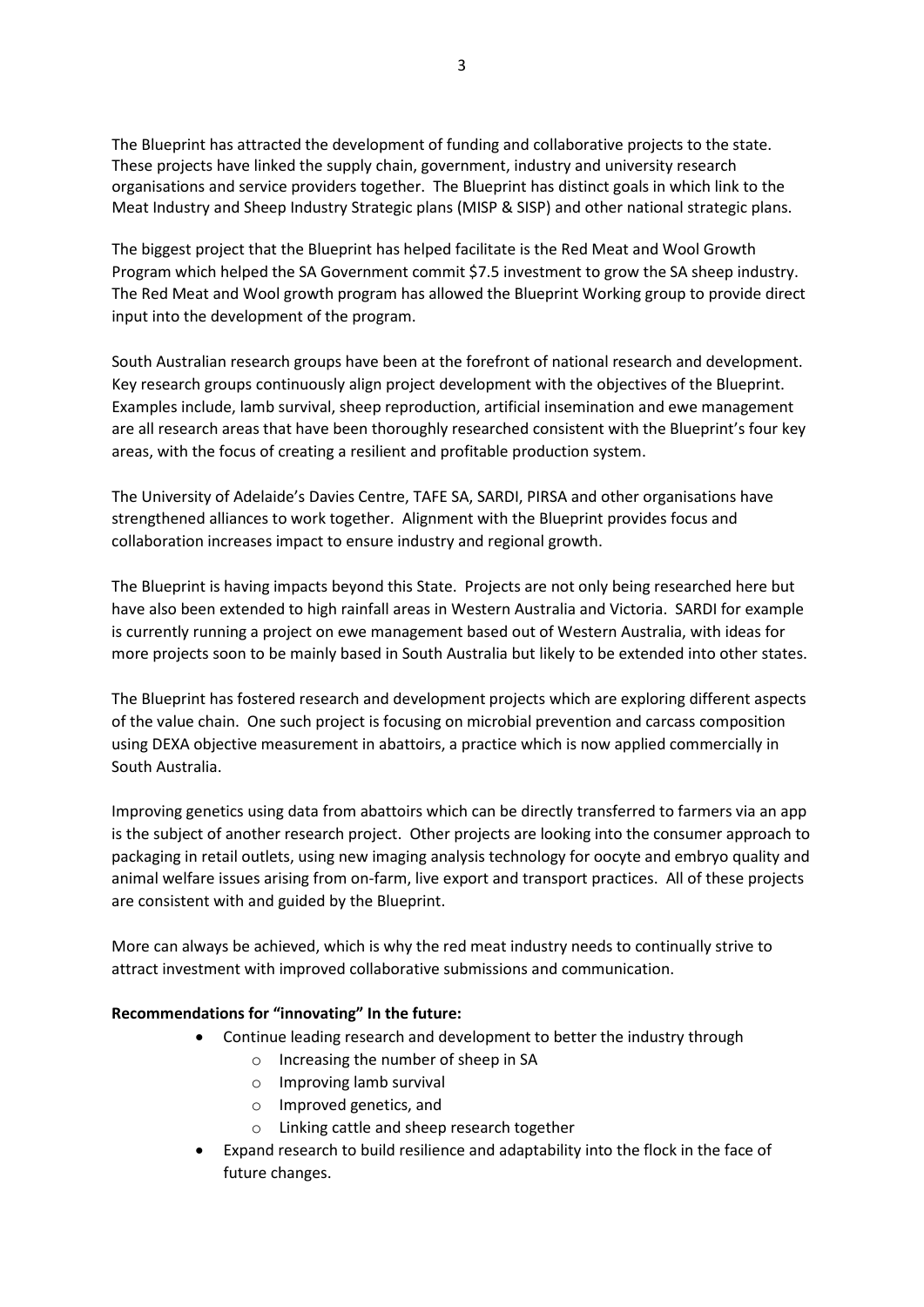The Blueprint has attracted the development of funding and collaborative projects to the state. These projects have linked the supply chain, government, industry and university research organisations and service providers together. The Blueprint has distinct goals in which link to the Meat Industry and Sheep Industry Strategic plans (MISP & SISP) and other national strategic plans.

The biggest project that the Blueprint has helped facilitate is the Red Meat and Wool Growth Program which helped the SA Government commit $7.5 investment to grow the SA sheep industry. The Red Meat and Wool growth program has allowed the Blueprint Working group to provide direct input into the development of the program.

South Australian research groups have been at the forefront of national research and development. Key research groups continuously align project development with the objectives of the Blueprint. Examples include, lamb survival, sheep reproduction, artificial insemination and ewe management are all research areas that have been thoroughly researched consistent with the Blueprint's four key areas, with the focus of creating a resilient and profitable production system.

The University of Adelaide's Davies Centre, TAFE SA, SARDI, PIRSA and other organisations have strengthened alliances to work together. Alignment with the Blueprint provides focus and collaboration increases impact to ensure industry and regional growth.

The Blueprint is having impacts beyond this State. Projects are not only being researched here but have also been extended to high rainfall areas in Western Australia and Victoria. SARDI for example is currently running a project on ewe management based out of Western Australia, with ideas for more projects soon to be mainly based in South Australia but likely to be extended into other states.

The Blueprint has fostered research and development projects which are exploring different aspects of the value chain. One such project is focusing on microbial prevention and carcass composition using DEXA objective measurement in abattoirs, a practice which is now applied commercially in South Australia.

Improving genetics using data from abattoirs which can be directly transferred to farmers via an app is the subject of another research project. Other projects are looking into the consumer approach to packaging in retail outlets, using new imaging analysis technology for oocyte and embryo quality and animal welfare issues arising from on-farm, live export and transport practices. All of these projects are consistent with and guided by the Blueprint.

More can always be achieved, which is why the red meat industry needs to continually strive to attract investment with improved collaborative submissions and communication.

**Recommendations for "innovating" In the future:**

- Continue leading research and development to better the industry through
  - Increasing the number of sheep in SA
  - Improving lamb survival
  - Improved genetics, and
  - Linking cattle and sheep research together
- Expand research to build resilience and adaptability into the flock in the face of future changes.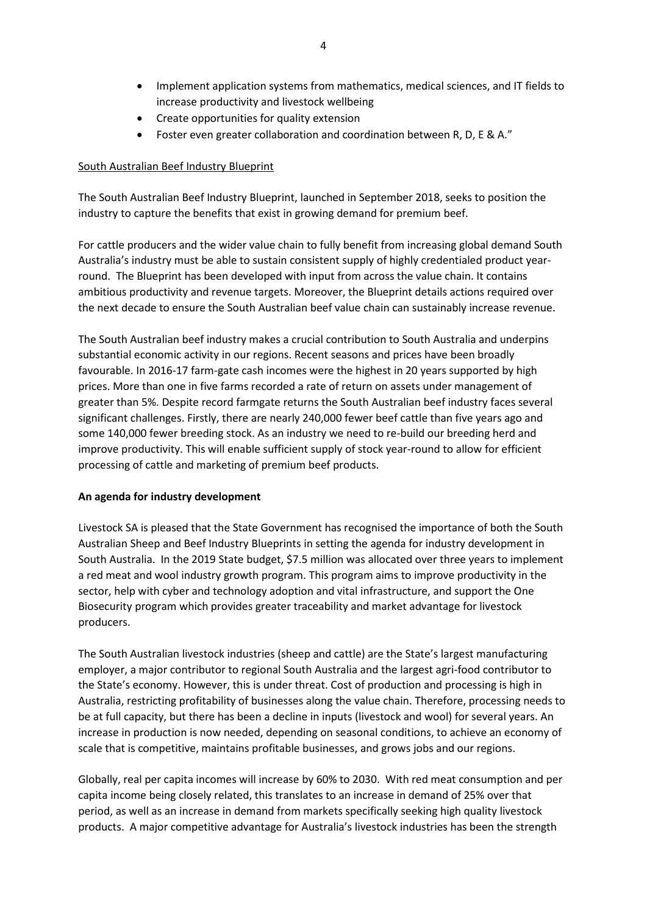- Implement application systems from mathematics, medical sciences, and IT fields to increase productivity and livestock wellbeing
- Create opportunities for quality extension
- Foster even greater collaboration and coordination between R, D, E & A."

South Australian Beef Industry Blueprint

The South Australian Beef Industry Blueprint, launched in September 2018, seeks to position the industry to capture the benefits that exist in growing demand for premium beef.

For cattle producers and the wider value chain to fully benefit from increasing global demand South Australia's industry must be able to sustain consistent supply of highly credentialed product year-round. The Blueprint has been developed with input from across the value chain. It contains ambitious productivity and revenue targets. Moreover, the Blueprint details actions required over the next decade to ensure the South Australian beef value chain can sustainably increase revenue.

The South Australian beef industry makes a crucial contribution to South Australia and underpins substantial economic activity in our regions. Recent seasons and prices have been broadly favourable. In 2016-17 farm-gate cash incomes were the highest in 20 years supported by high prices. More than one in five farms recorded a rate of return on assets under management of greater than 5%. Despite record farmgate returns the South Australian beef industry faces several significant challenges. Firstly, there are nearly 240,000 fewer beef cattle than five years ago and some 140,000 fewer breeding stock. As an industry we need to re-build our breeding herd and improve productivity. This will enable sufficient supply of stock year-round to allow for efficient processing of cattle and marketing of premium beef products.

**An agenda for industry development**

Livestock SA is pleased that the State Government has recognised the importance of both the South Australian Sheep and Beef Industry Blueprints in setting the agenda for industry development in South Australia. In the 2019 State budget, $7.5 million was allocated over three years to implement a red meat and wool industry growth program. This program aims to improve productivity in the sector, help with cyber and technology adoption and vital infrastructure, and support the One Biosecurity program which provides greater traceability and market advantage for livestock producers.

The South Australian livestock industries (sheep and cattle) are the State's largest manufacturing employer, a major contributor to regional South Australia and the largest agri-food contributor to the State's economy. However, this is under threat. Cost of production and processing is high in Australia, restricting profitability of businesses along the value chain. Therefore, processing needs to be at full capacity, but there has been a decline in inputs (livestock and wool) for several years. An increase in production is now needed, depending on seasonal conditions, to achieve an economy of scale that is competitive, maintains profitable businesses, and grows jobs and our regions.

Globally, real per capita incomes will increase by 60% to 2030. With red meat consumption and per capita income being closely related, this translates to an increase in demand of 25% over that period, as well as an increase in demand from markets specifically seeking high quality livestock products. A major competitive advantage for Australia's livestock industries has been the strength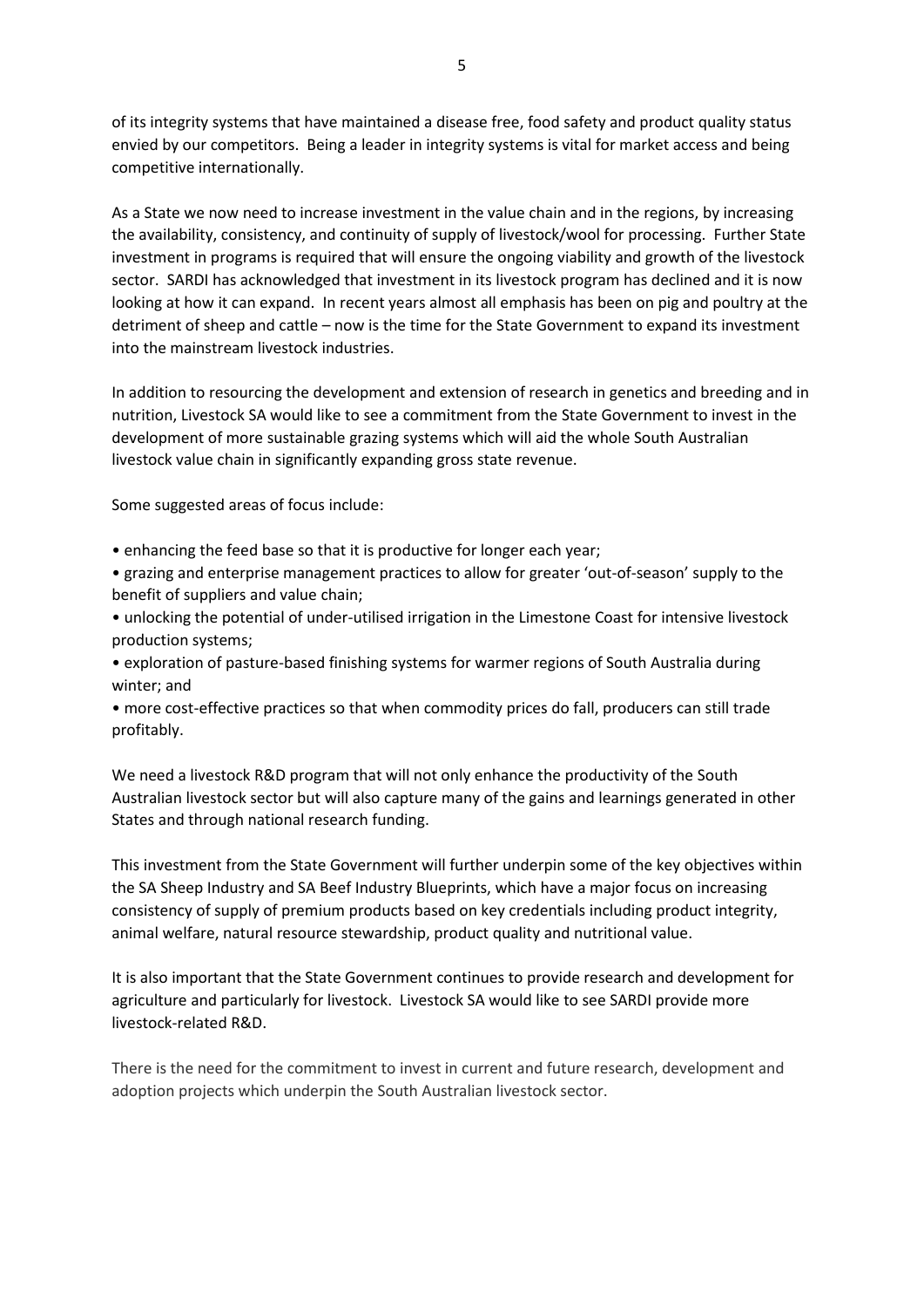of its integrity systems that have maintained a disease free, food safety and product quality status envied by our competitors. Being a leader in integrity systems is vital for market access and being competitive internationally.

As a State we now need to increase investment in the value chain and in the regions, by increasing the availability, consistency, and continuity of supply of livestock/wool for processing. Further State investment in programs is required that will ensure the ongoing viability and growth of the livestock sector. SARDI has acknowledged that investment in its livestock program has declined and it is now looking at how it can expand. In recent years almost all emphasis has been on pig and poultry at the detriment of sheep and cattle – now is the time for the State Government to expand its investment into the mainstream livestock industries.

In addition to resourcing the development and extension of research in genetics and breeding and in nutrition, Livestock SA would like to see a commitment from the State Government to invest in the development of more sustainable grazing systems which will aid the whole South Australian livestock value chain in significantly expanding gross state revenue.

Some suggested areas of focus include:

- enhancing the feed base so that it is productive for longer each year;
- grazing and enterprise management practices to allow for greater 'out-of-season' supply to the benefit of suppliers and value chain;
- unlocking the potential of under-utilised irrigation in the Limestone Coast for intensive livestock production systems;
- exploration of pasture-based finishing systems for warmer regions of South Australia during winter; and
- more cost-effective practices so that when commodity prices do fall, producers can still trade profitably.

We need a livestock R&D program that will not only enhance the productivity of the South Australian livestock sector but will also capture many of the gains and learnings generated in other States and through national research funding.

This investment from the State Government will further underpin some of the key objectives within the SA Sheep Industry and SA Beef Industry Blueprints, which have a major focus on increasing consistency of supply of premium products based on key credentials including product integrity, animal welfare, natural resource stewardship, product quality and nutritional value.

It is also important that the State Government continues to provide research and development for agriculture and particularly for livestock. Livestock SA would like to see SARDI provide more livestock-related R&D.

There is the need for the commitment to invest in current and future research, development and adoption projects which underpin the South Australian livestock sector.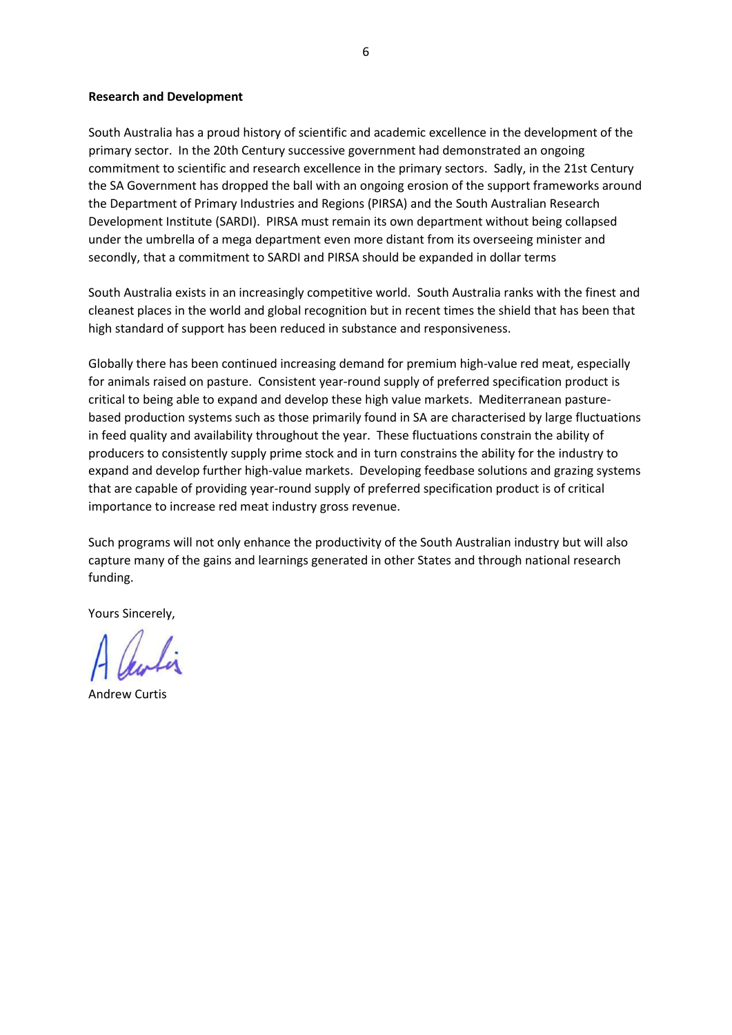**Research and Development**

South Australia has a proud history of scientific and academic excellence in the development of the primary sector. In the 20th Century successive government had demonstrated an ongoing commitment to scientific and research excellence in the primary sectors. Sadly, in the 21st Century the SA Government has dropped the ball with an ongoing erosion of the support frameworks around the Department of Primary Industries and Regions (PIRSA) and the South Australian Research Development Institute (SARDI). PIRSA must remain its own department without being collapsed under the umbrella of a mega department even more distant from its overseeing minister and secondly, that a commitment to SARDI and PIRSA should be expanded in dollar terms

South Australia exists in an increasingly competitive world. South Australia ranks with the finest and cleanest places in the world and global recognition but in recent times the shield that has been that high standard of support has been reduced in substance and responsiveness.

Globally there has been continued increasing demand for premium high-value red meat, especially for animals raised on pasture. Consistent year-round supply of preferred specification product is critical to being able to expand and develop these high value markets. Mediterranean pasture-based production systems such as those primarily found in SA are characterised by large fluctuations in feed quality and availability throughout the year. These fluctuations constrain the ability of producers to consistently supply prime stock and in turn constrains the ability for the industry to expand and develop further high-value markets. Developing feedbase solutions and grazing systems that are capable of providing year-round supply of preferred specification product is of critical importance to increase red meat industry gross revenue.

Such programs will not only enhance the productivity of the South Australian industry but will also capture many of the gains and learnings generated in other States and through national research funding.

Yours Sincerely,

Andrew Curtis